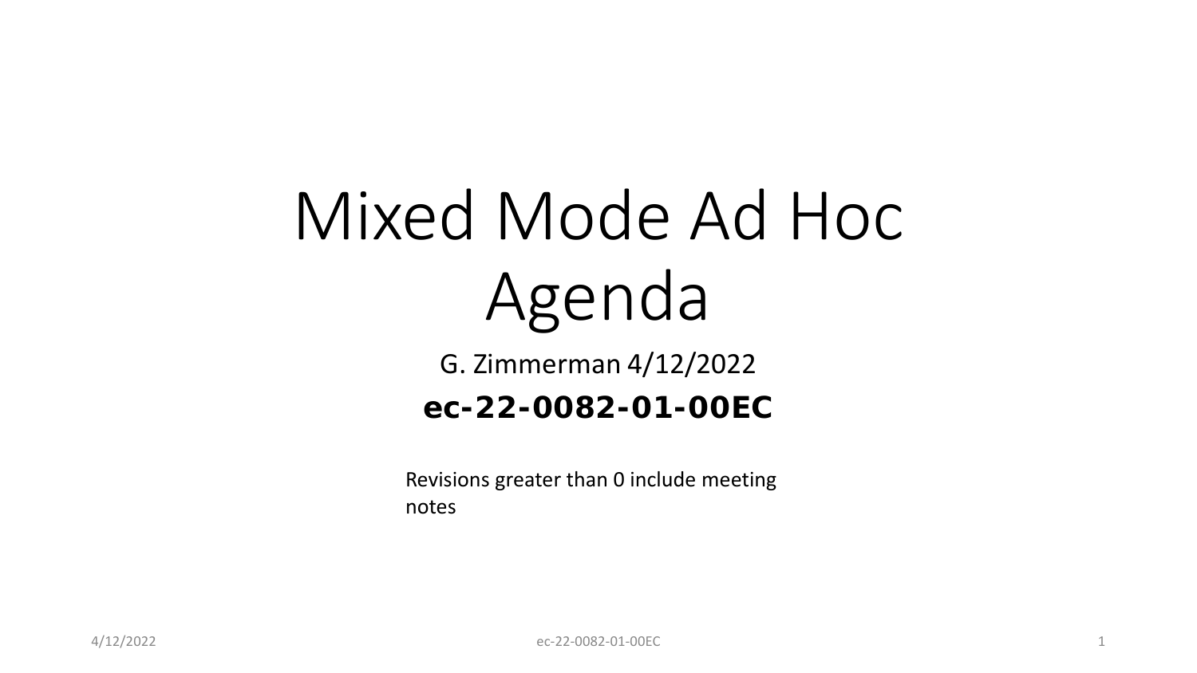# Mixed Mode Ad Hoc Agenda

G. Zimmerman 4/12/2022

**ec-22-0082-01-00EC**

Revisions greater than 0 include meeting notes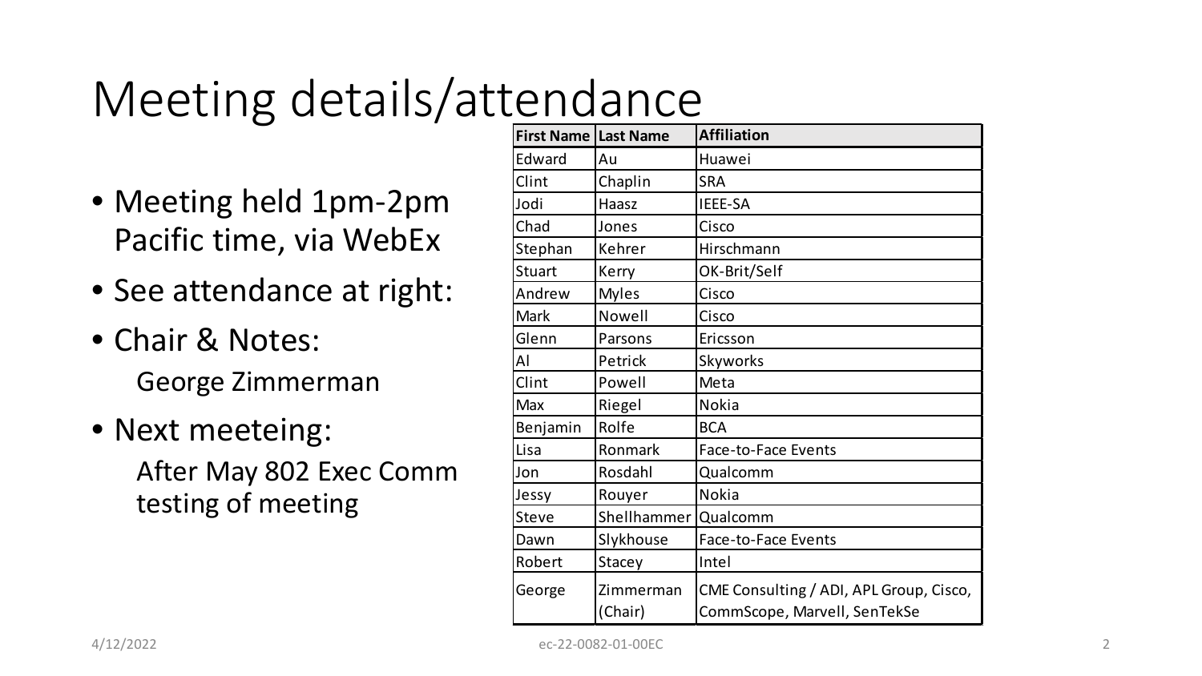# Meeting details/attendance

- Meeting held 1pm-2pm Pacific time, via WebEx
- See attendance at right:
- Chair & Notes:
  George Zimmerman
- Next meeteing:
  After May 802 Exec Comm testing of meeting

| First Name | Last Name | Affiliation |
| --- | --- | --- |
| Edward | Au | Huawei |
| Clint | Chaplin | SRA |
| Jodi | Haasz | IEEE-SA |
| Chad | Jones | Cisco |
| Stephan | Kehrer | Hirschmann |
| Stuart | Kerry | OK-Brit/Self |
| Andrew | Myles | Cisco |
| Mark | Nowell | Cisco |
| Glenn | Parsons | Ericsson |
| Al | Petrick | Skyworks |
| Clint | Powell | Meta |
| Max | Riegel | Nokia |
| Benjamin | Rolfe | BCA |
| Lisa | Ronmark | Face-to-Face Events |
| Jon | Rosdahl | Qualcomm |
| Jessy | Rouyer | Nokia |
| Steve | Shellhammer | Qualcomm |
| Dawn | Slykhouse | Face-to-Face Events |
| Robert | Stacey | Intel |
| George | Zimmerman (Chair) | CME Consulting / ADI, APL Group, Cisco, CommScope, Marvell, SenTekSe |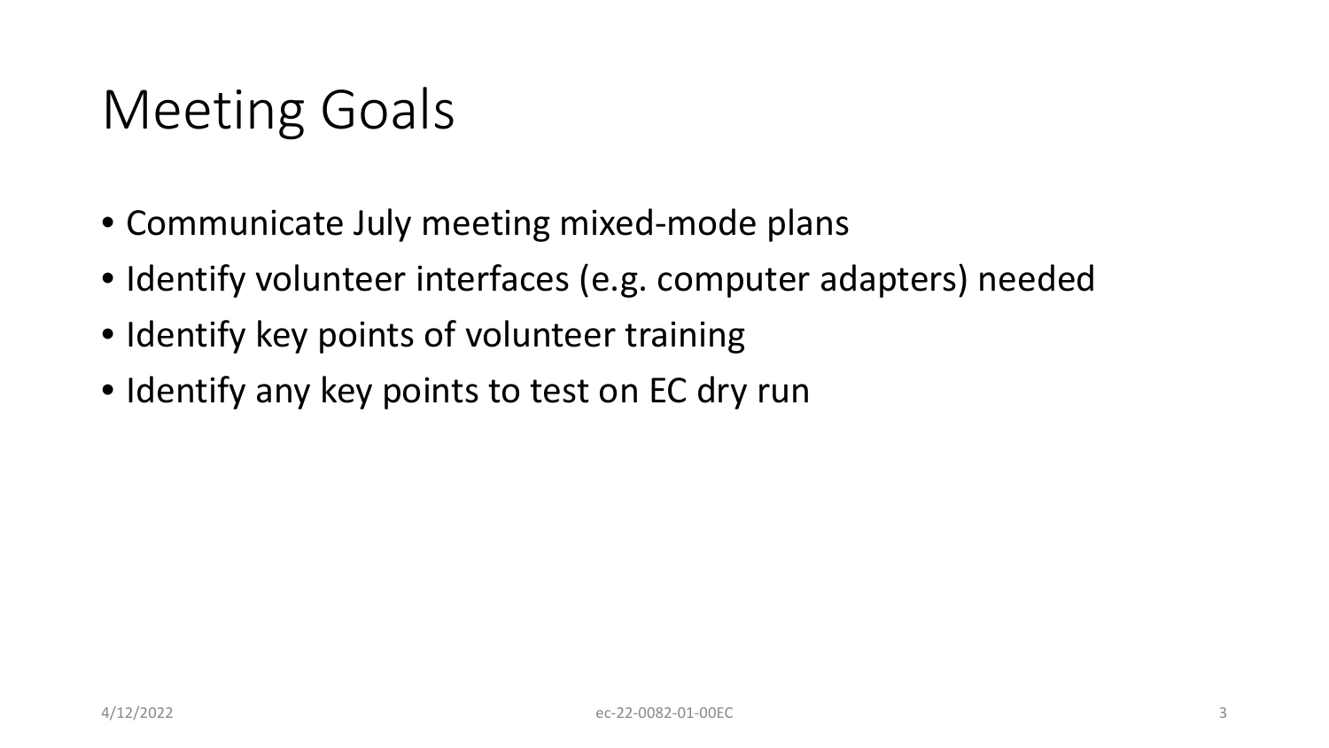# Meeting Goals

- Communicate July meeting mixed-mode plans
- Identify volunteer interfaces (e.g. computer adapters) needed
- Identify key points of volunteer training
- Identify any key points to test on EC dry run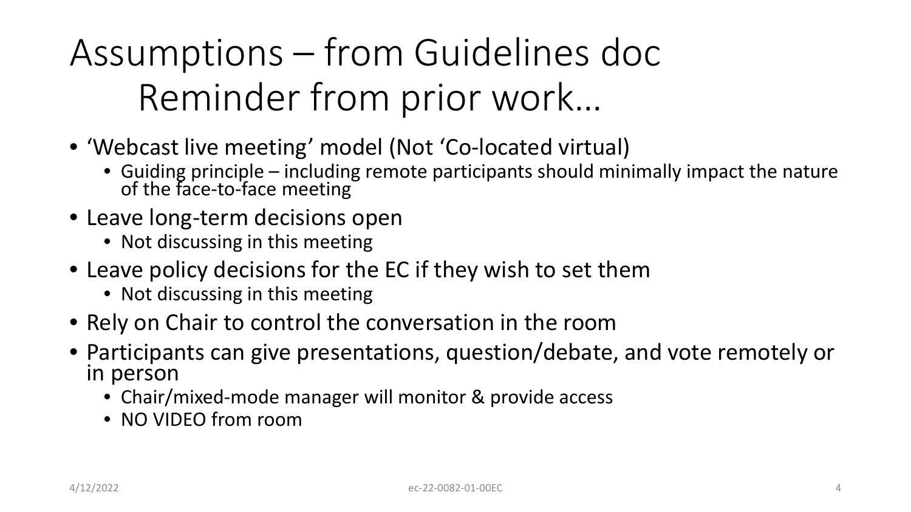# Assumptions – from Guidelines doc
## Reminder from prior work…

- 'Webcast live meeting' model (Not 'Co-located virtual)
  - Guiding principle – including remote participants should minimally impact the nature of the face-to-face meeting
- Leave long-term decisions open
  - Not discussing in this meeting
- Leave policy decisions for the EC if they wish to set them
  - Not discussing in this meeting
- Rely on Chair to control the conversation in the room
- Participants can give presentations, question/debate, and vote remotely or in person
  - Chair/mixed-mode manager will monitor & provide access
  - NO VIDEO from room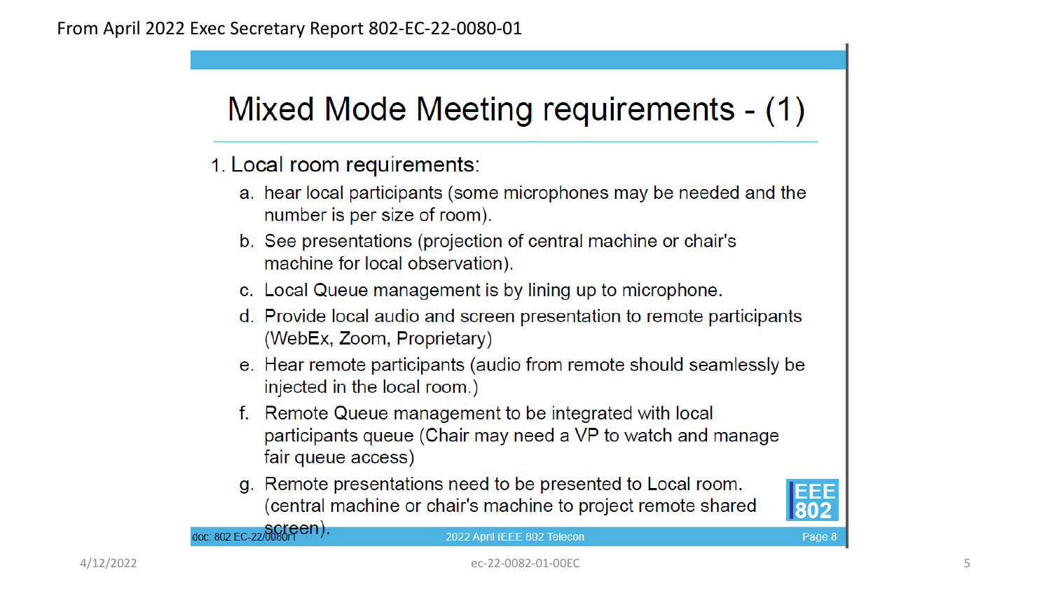From April 2022 Exec Secretary Report 802-EC-22-0080-01

# Mixed Mode Meeting requirements - (1)

1. Local room requirements:
   a. hear local participants (some microphones may be needed and the number is per size of room).
   b. See presentations (projection of central machine or chair's machine for local observation).
   c. Local Queue management is by lining up to microphone.
   d. Provide local audio and screen presentation to remote participants (WebEx, Zoom, Proprietary)
   e. Hear remote participants (audio from remote should seamlessly be injected in the local room.)
   f. Remote Queue management to be integrated with local participants queue (Chair may need a VP to watch and manage fair queue access)
   g. Remote presentations need to be presented to Local room. (central machine or chair's machine to project remote shared screen).

doc: 802 EC-22/0080r1 — 2022 April IEEE 802 Telecon — Page 8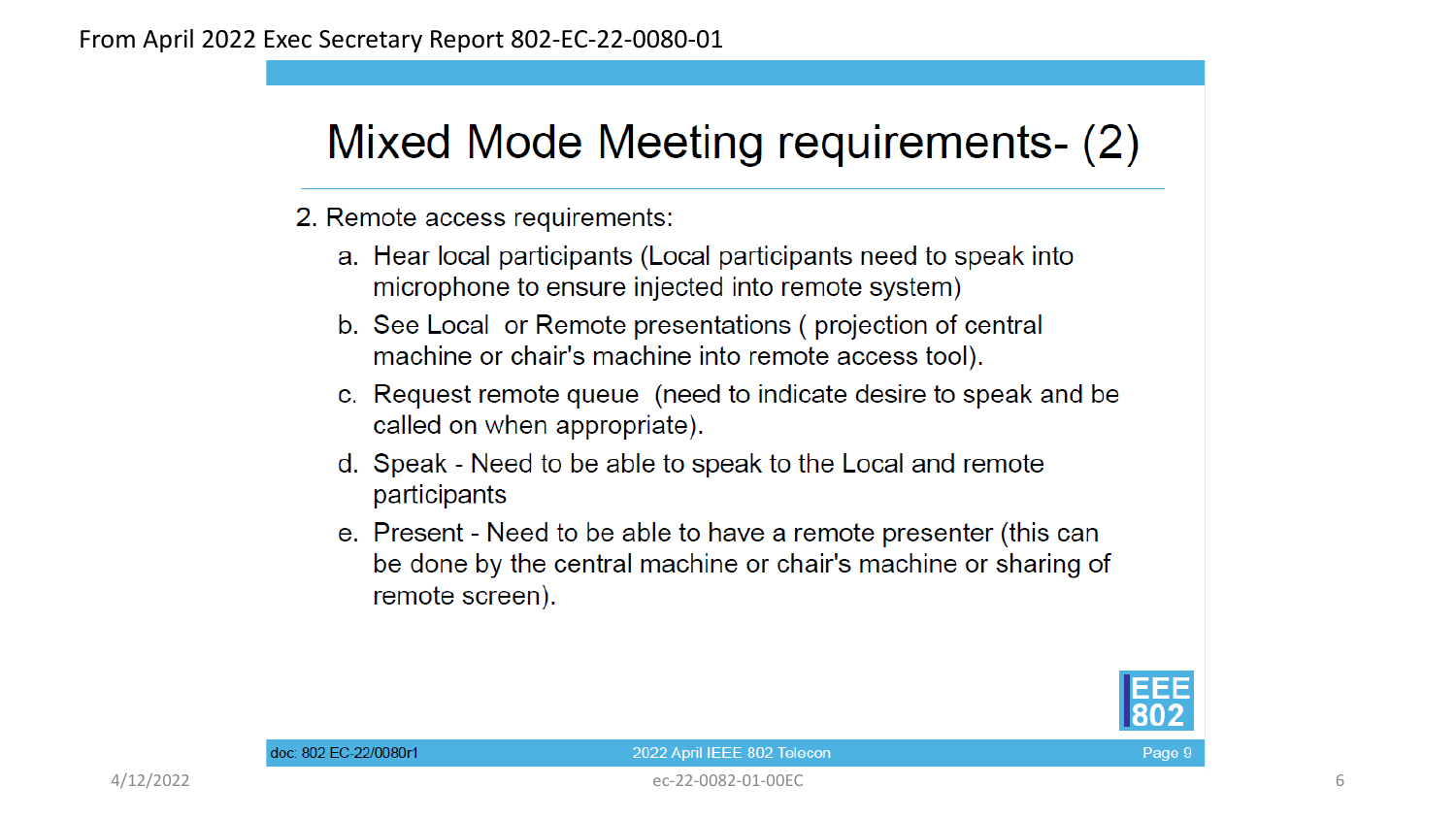From April 2022 Exec Secretary Report 802-EC-22-0080-01

# Mixed Mode Meeting requirements- (2)

2. Remote access requirements:
   a. Hear local participants (Local participants need to speak into microphone to ensure injected into remote system)
   b. See Local or Remote presentations ( projection of central machine or chair's machine into remote access tool).
   c. Request remote queue (need to indicate desire to speak and be called on when appropriate).
   d. Speak - Need to be able to speak to the Local and remote participants
   e. Present - Need to be able to have a remote presenter (this can be done by the central machine or chair's machine or sharing of remote screen).

doc: 802 EC-22/0080r1 — 2022 April IEEE 802 Telecon — Page 9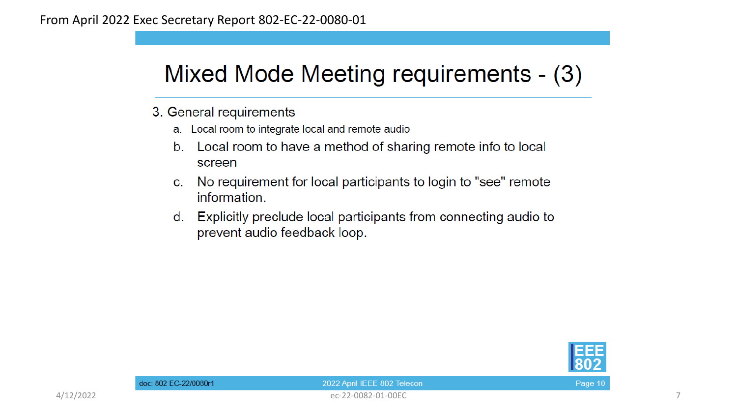From April 2022 Exec Secretary Report 802-EC-22-0080-01

# Mixed Mode Meeting requirements - (3)

3. General requirements
   a. Local room to integrate local and remote audio
   b. Local room to have a method of sharing remote info to local screen
   c. No requirement for local participants to login to "see" remote information.
   d. Explicitly preclude local participants from connecting audio to prevent audio feedback loop.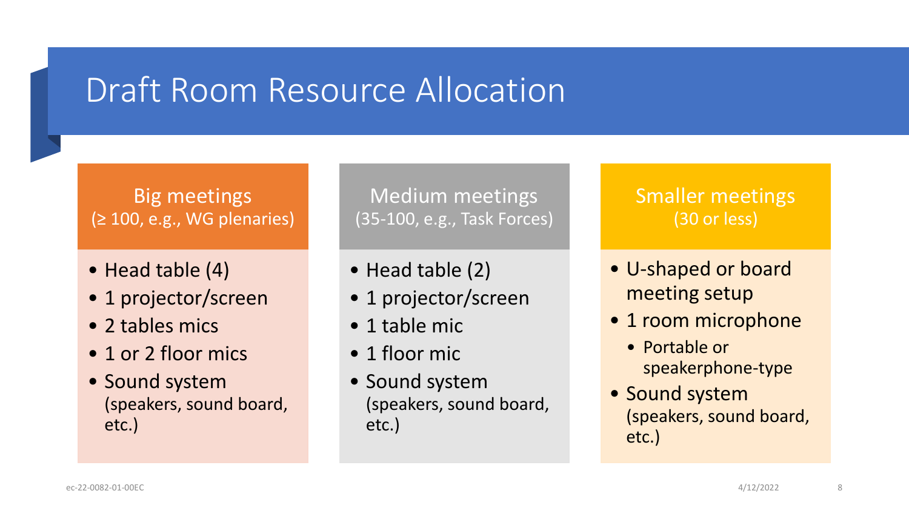# Draft Room Resource Allocation

## Big meetings
(≥ 100, e.g., WG plenaries)

- Head table (4)
- 1 projector/screen
- 2 tables mics
- 1 or 2 floor mics
- Sound system (speakers, sound board, etc.)

## Medium meetings
(35-100, e.g., Task Forces)

- Head table (2)
- 1 projector/screen
- 1 table mic
- 1 floor mic
- Sound system (speakers, sound board, etc.)

## Smaller meetings
(30 or less)

- U-shaped or board meeting setup
- 1 room microphone
  - Portable or speakerphone-type
- Sound system (speakers, sound board, etc.)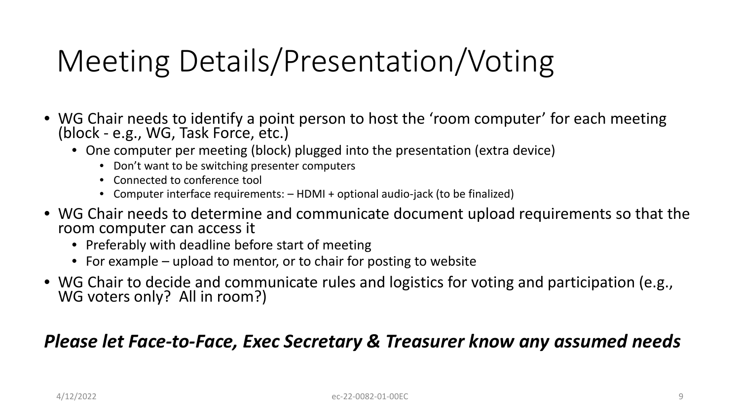# Meeting Details/Presentation/Voting

- WG Chair needs to identify a point person to host the ‘room computer’ for each meeting (block - e.g., WG, Task Force, etc.)
  - One computer per meeting (block) plugged into the presentation (extra device)
    - Don’t want to be switching presenter computers
    - Connected to conference tool
    - Computer interface requirements: – HDMI + optional audio-jack (to be finalized)
- WG Chair needs to determine and communicate document upload requirements so that the room computer can access it
  - Preferably with deadline before start of meeting
  - For example – upload to mentor, or to chair for posting to website
- WG Chair to decide and communicate rules and logistics for voting and participation (e.g., WG voters only? All in room?)

***Please let Face-to-Face, Exec Secretary & Treasurer know any assumed needs***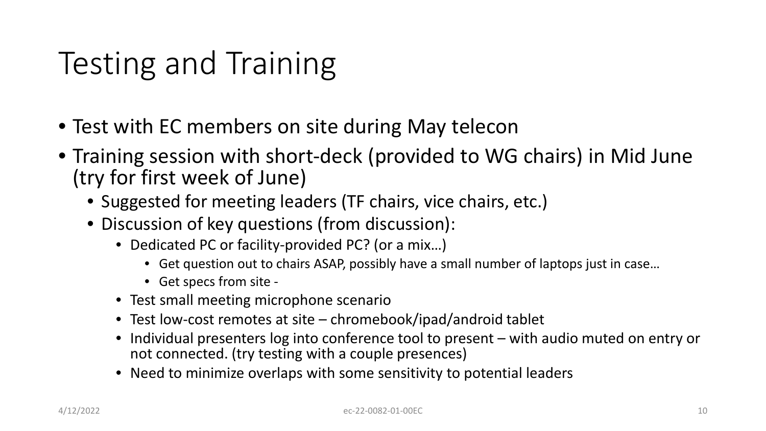# Testing and Training

- Test with EC members on site during May telecon
- Training session with short-deck (provided to WG chairs) in Mid June (try for first week of June)
  - Suggested for meeting leaders (TF chairs, vice chairs, etc.)
  - Discussion of key questions (from discussion):
    - Dedicated PC or facility-provided PC? (or a mix…)
      - Get question out to chairs ASAP, possibly have a small number of laptops just in case…
      - Get specs from site -
    - Test small meeting microphone scenario
    - Test low-cost remotes at site – chromebook/ipad/android tablet
    - Individual presenters log into conference tool to present – with audio muted on entry or not connected. (try testing with a couple presences)
    - Need to minimize overlaps with some sensitivity to potential leaders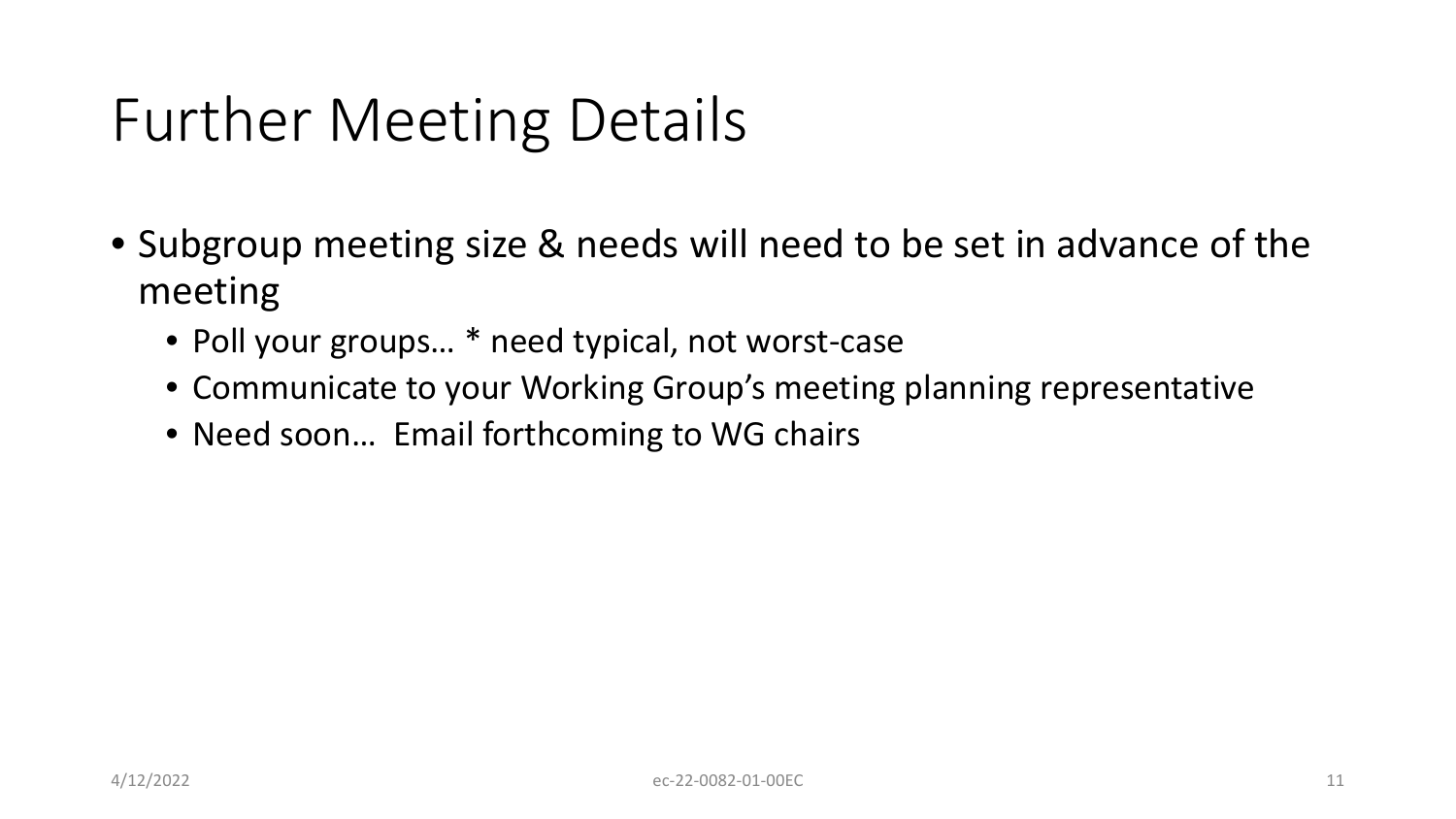# Further Meeting Details

- Subgroup meeting size & needs will need to be set in advance of the meeting
  - Poll your groups… * need typical, not worst-case
  - Communicate to your Working Group’s meeting planning representative
  - Need soon… Email forthcoming to WG chairs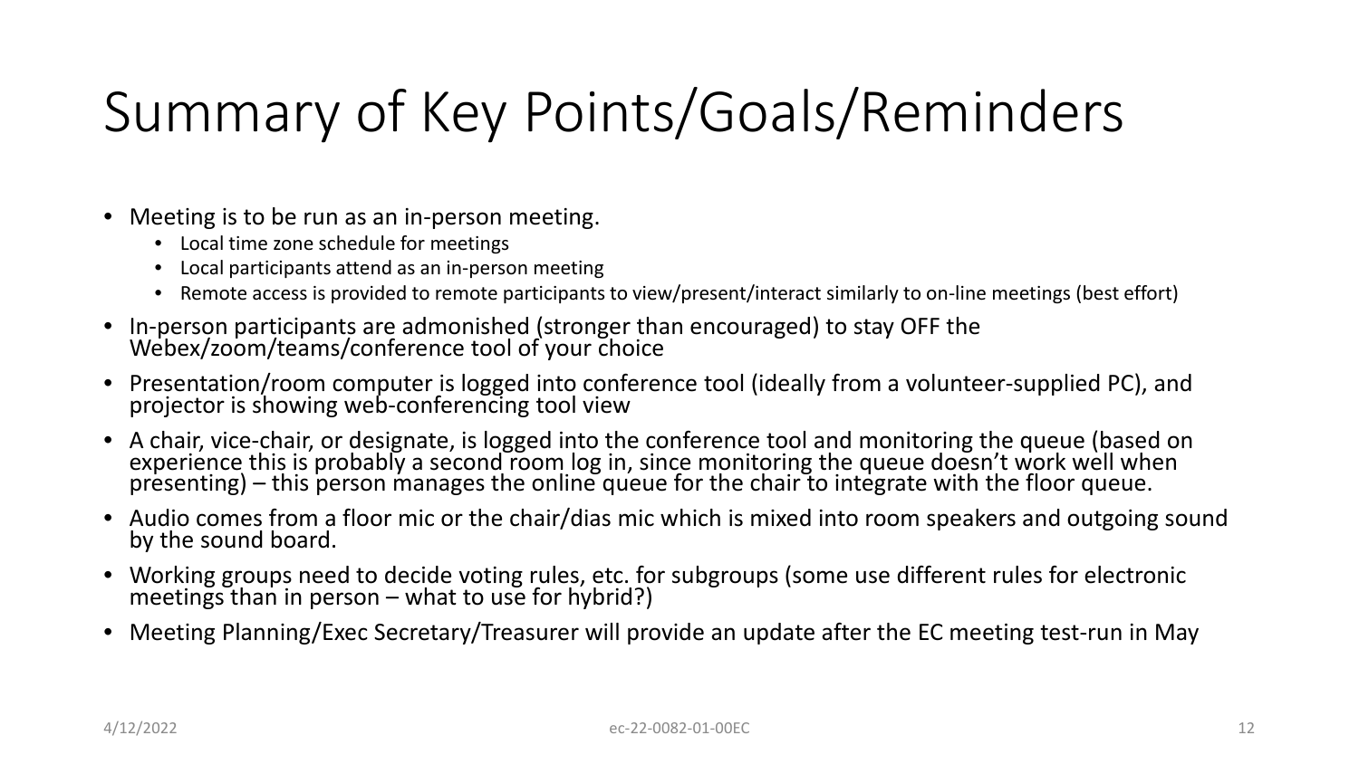# Summary of Key Points/Goals/Reminders

- Meeting is to be run as an in-person meeting.
  - Local time zone schedule for meetings
  - Local participants attend as an in-person meeting
  - Remote access is provided to remote participants to view/present/interact similarly to on-line meetings (best effort)
- In-person participants are admonished (stronger than encouraged) to stay OFF the Webex/zoom/teams/conference tool of your choice
- Presentation/room computer is logged into conference tool (ideally from a volunteer-supplied PC), and projector is showing web-conferencing tool view
- A chair, vice-chair, or designate, is logged into the conference tool and monitoring the queue (based on experience this is probably a second room log in, since monitoring the queue doesn't work well when presenting) – this person manages the online queue for the chair to integrate with the floor queue.
- Audio comes from a floor mic or the chair/dias mic which is mixed into room speakers and outgoing sound by the sound board.
- Working groups need to decide voting rules, etc. for subgroups (some use different rules for electronic meetings than in person – what to use for hybrid?)
- Meeting Planning/Exec Secretary/Treasurer will provide an update after the EC meeting test-run in May